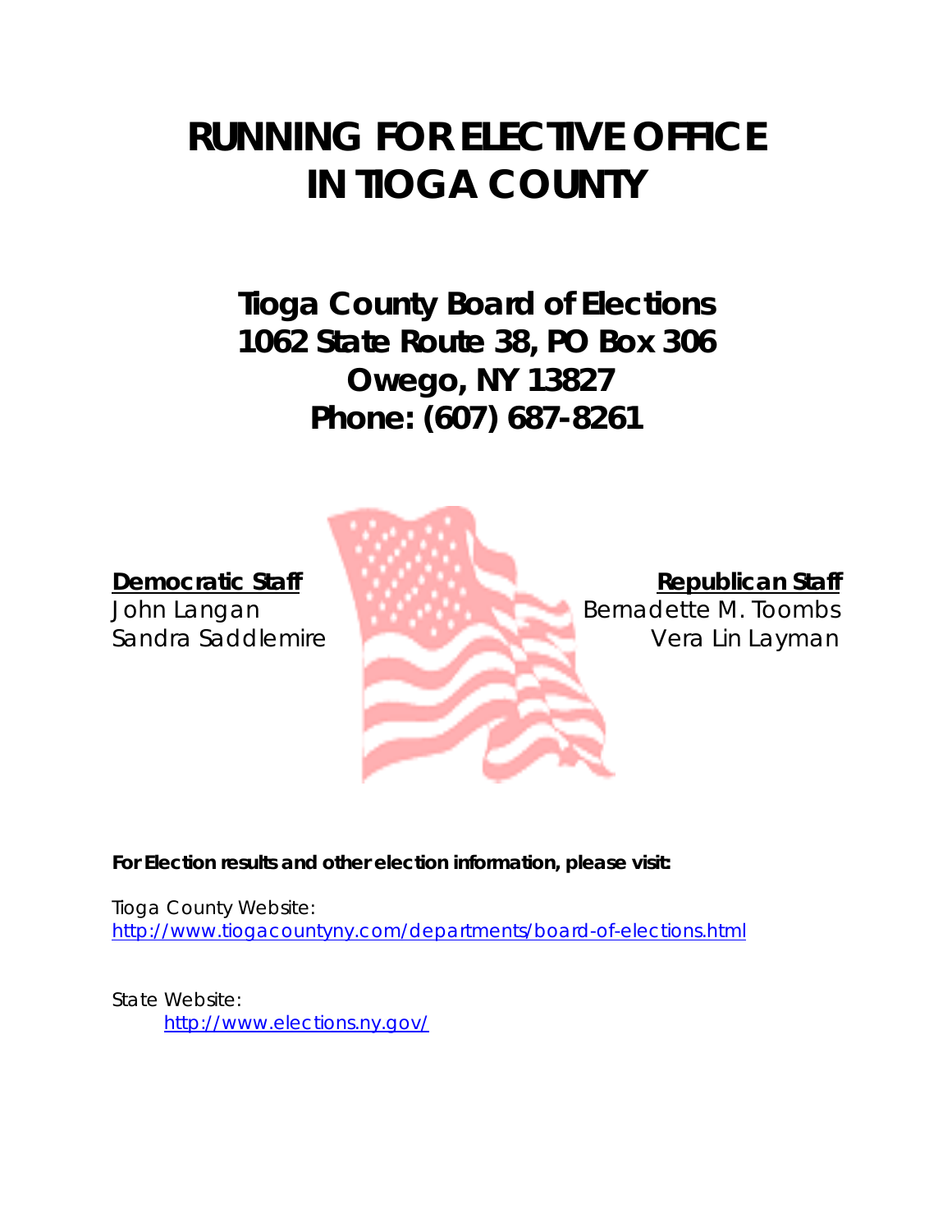# RUNNING FOR ELECTIVE OFFICE IN TIOGA COUNTY

## Tioga County Board of Elections
## 1062 State Route 38, PO Box 306
## Owego, NY 13827
## Phone: (607) 687-8261

**Democratic Staff**
John Langan
Sandra Saddlemire

**Republican Staff**
Bernadette M. Toombs
Vera Lin Layman

**For Election results and other election information, please visit:**

Tioga County Website:
http://www.tiogacountyny.com/departments/board-of-elections.html

State Website:
http://www.elections.ny.gov/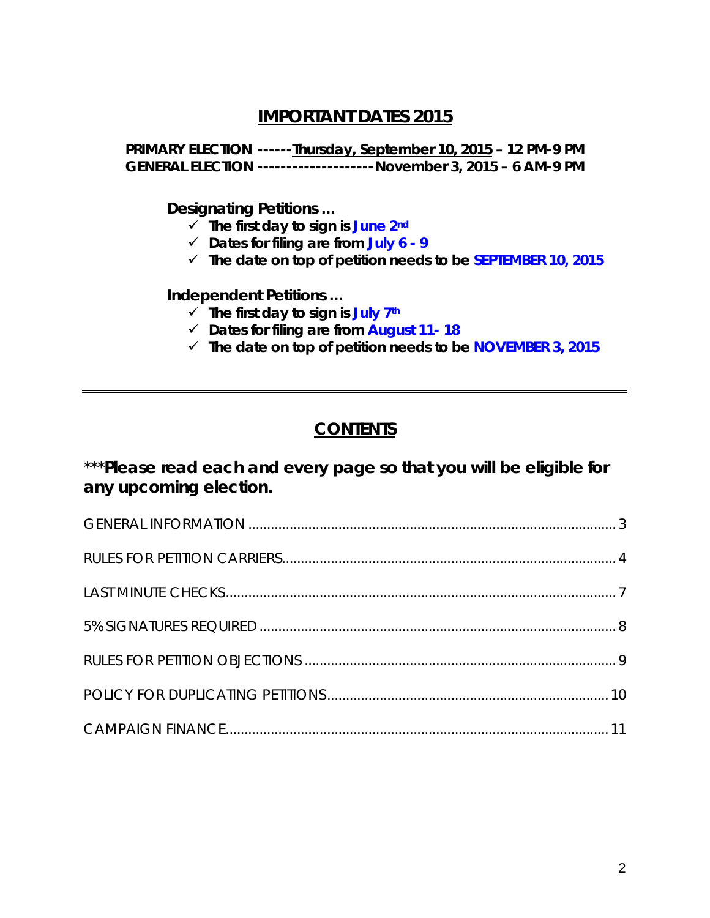## IMPORTANT DATES 2015

**PRIMARY ELECTION ------Thursday, September 10, 2015 – 12 PM-9 PM**
**GENERAL ELECTION --------------------November 3, 2015 – 6 AM-9 PM**

**Designating Petitions …**

- ✓ **The first day to sign is June 2nd**
- ✓ **Dates for filing are from July 6 - 9**
- ✓ **The date on top of petition needs to be SEPTEMBER 10, 2015**

**Independent Petitions …**

- ✓ **The first day to sign is July 7th**
- ✓ **Dates for filing are from August 11- 18**
- ✓ **The date on top of petition needs to be NOVEMBER 3, 2015**

---

## CONTENTS

***Please read each and every page so that you will be eligible for any upcoming election.**

GENERAL INFORMATION ........................................................................................ 3

RULES FOR PETITION CARRIERS.......................................................................... 4

LAST MINUTE CHECKS........................................................................................... 7

5% SIGNATURES REQUIRED ................................................................................. 8

RULES FOR PETITION OBJECTIONS .................................................................... 9

POLICY FOR DUPLICATING PETITIONS.............................................................. 10

CAMPAIGN FINANCE............................................................................................ 11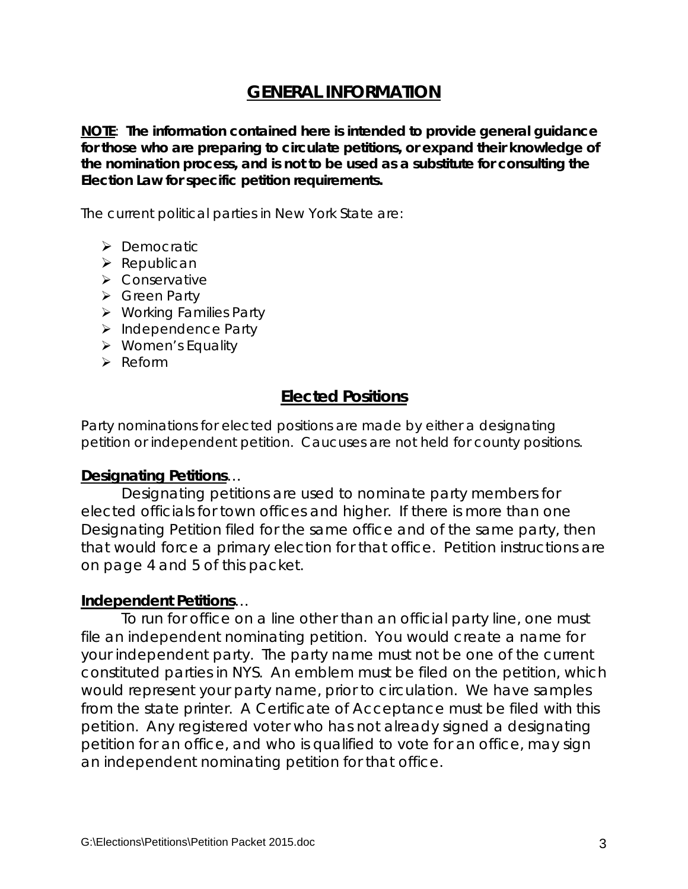# GENERAL INFORMATION

**NOTE: The information contained here is intended to provide general guidance for those who are preparing to circulate petitions, or expand their knowledge of the nomination process, and is not to be used as a substitute for consulting the Election Law for specific petition requirements.**

The current political parties in New York State are:

- Democratic
- Republican
- Conservative
- Green Party
- Working Families Party
- Independence Party
- Women's Equality
- Reform

## Elected Positions

Party nominations for elected positions are made by either a designating petition or independent petition. Caucuses are not held for county positions.

### Designating Petitions…

Designating petitions are used to nominate party members for elected officials for town offices and higher. If there is more than one Designating Petition filed for the same office and of the same party, then that would force a primary election for that office. Petition instructions are on page 4 and 5 of this packet.

### Independent Petitions…

To run for office on a line other than an official party line, one must file an independent nominating petition. You would create a name for your independent party. The party name must not be one of the current constituted parties in NYS. An emblem must be filed on the petition, which would represent your party name, prior to circulation. We have samples from the state printer. A Certificate of Acceptance must be filed with this petition. Any registered voter who has not already signed a designating petition for an office, and who is qualified to vote for an office, may sign an independent nominating petition for that office.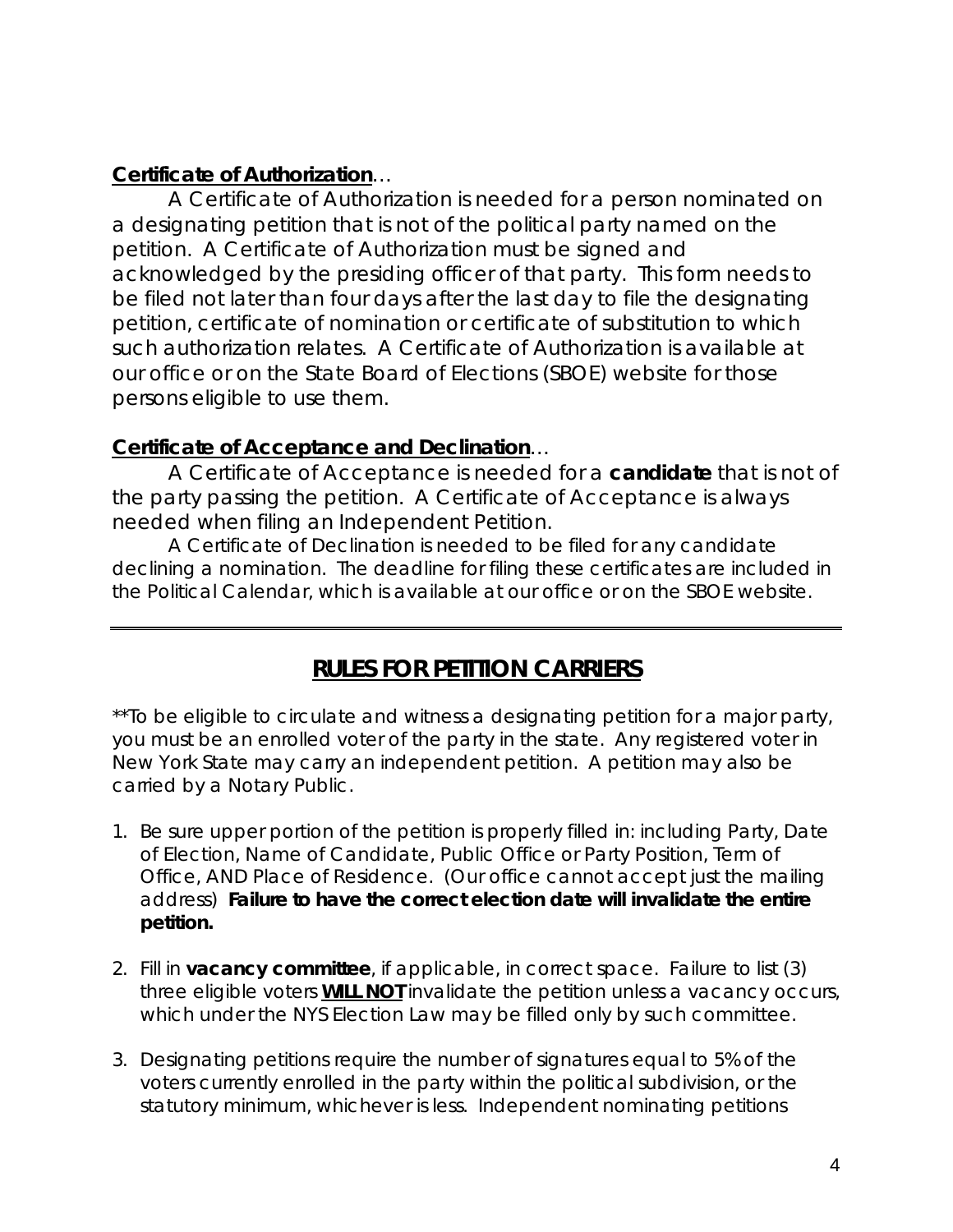**<u>Certificate of Authorization</u>**…

A Certificate of Authorization is needed for a person nominated on a designating petition that is not of the political party named on the petition. A Certificate of Authorization must be signed and acknowledged by the presiding officer of that party. This form needs to be filed not later than four days after the last day to file the designating petition, certificate of nomination or certificate of substitution to which such authorization relates. A Certificate of Authorization is available at our office or on the State Board of Elections (SBOE) website for those persons eligible to use them.

**<u>Certificate of Acceptance and Declination</u>**…

A Certificate of Acceptance is needed for a **candidate** that is not of the party passing the petition. A Certificate of Acceptance is always needed when filing an Independent Petition.

A Certificate of Declination is needed to be filed for any candidate declining a nomination. The deadline for filing these certificates are included in the Political Calendar, which is available at our office or on the SBOE website.

---

## <u>RULES FOR PETITION CARRIERS</u>

**To be eligible to circulate and witness a designating petition for a major party, you must be an enrolled voter of the party in the state. Any registered voter in New York State may carry an independent petition. A petition may also be carried by a Notary Public.

1. Be sure upper portion of the petition is properly filled in: including Party, Date of Election, Name of Candidate, Public Office or Party Position, Term of Office, AND Place of Residence. (Our office cannot accept just the mailing address) **Failure to have the correct election date will invalidate the entire petition.**

2. Fill in **vacancy committee**, if applicable, in correct space. Failure to list (3) three eligible voters **<u>WILL NOT</u>** invalidate the petition unless a vacancy occurs, which under the NYS Election Law may be filled only by such committee.

3. Designating petitions require the number of signatures equal to 5% of the voters currently enrolled in the party within the political subdivision, or the statutory minimum, whichever is less. Independent nominating petitions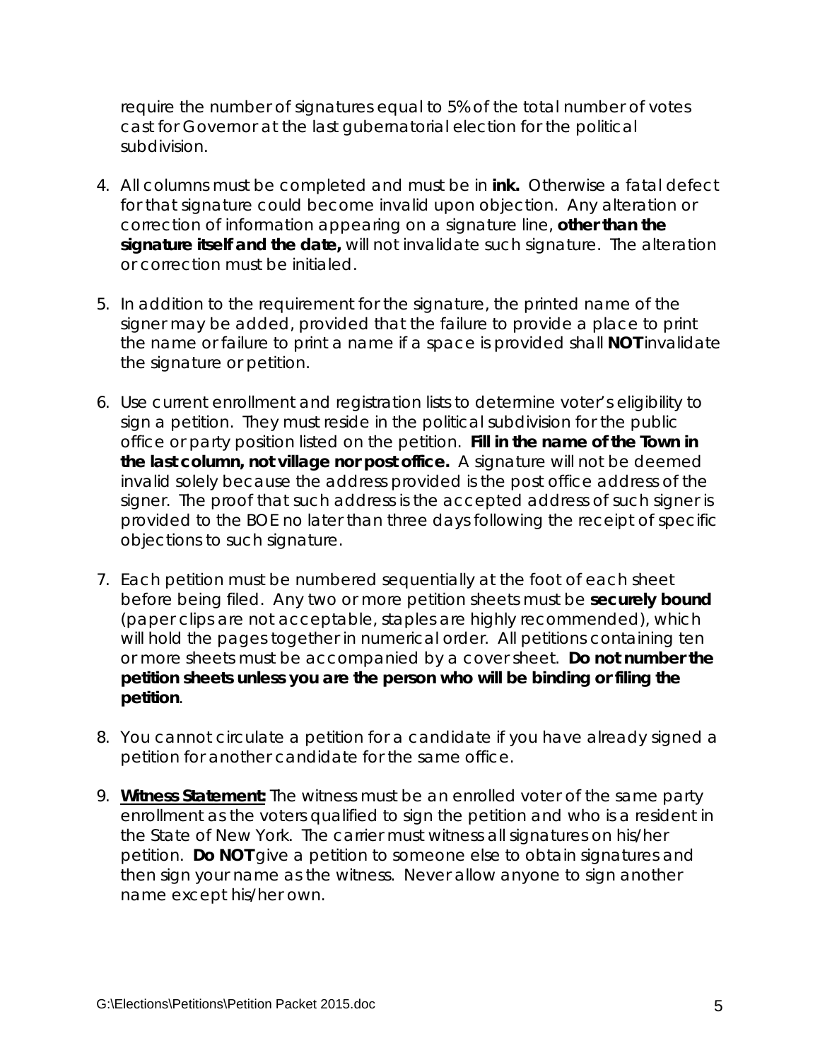require the number of signatures equal to 5% of the total number of votes cast for Governor at the last gubernatorial election for the political subdivision.

4. All columns must be completed and must be in **ink.** Otherwise a fatal defect for that signature could become invalid upon objection. Any alteration or correction of information appearing on a signature line, **other than the signature itself and the date,** will not invalidate such signature. The alteration or correction must be initialed.

5. In addition to the requirement for the signature, the printed name of the signer may be added, provided that the failure to provide a place to print the name or failure to print a name if a space is provided shall **NOT** invalidate the signature or petition.

6. Use current enrollment and registration lists to determine voter's eligibility to sign a petition. They must reside in the political subdivision for the public office or party position listed on the petition. **Fill in the name of the Town in the last column, not village nor post office.** A signature will not be deemed invalid solely because the address provided is the post office address of the signer. The proof that such address is the accepted address of such signer is provided to the BOE no later than three days following the receipt of specific objections to such signature.

7. Each petition must be numbered sequentially at the foot of each sheet before being filed. Any two or more petition sheets must be **securely bound** (paper clips are not acceptable, staples are highly recommended), which will hold the pages together in numerical order. All petitions containing ten or more sheets must be accompanied by a cover sheet. **Do not number the petition sheets unless you are the person who will be binding or filing the petition**.

8. You cannot circulate a petition for a candidate if you have already signed a petition for another candidate for the same office.

9. **Witness Statement:** The witness must be an enrolled voter of the same party enrollment as the voters qualified to sign the petition and who is a resident in the State of New York. The carrier must witness all signatures on his/her petition. **Do NOT** give a petition to someone else to obtain signatures and then sign your name as the witness. Never allow anyone to sign another name except his/her own.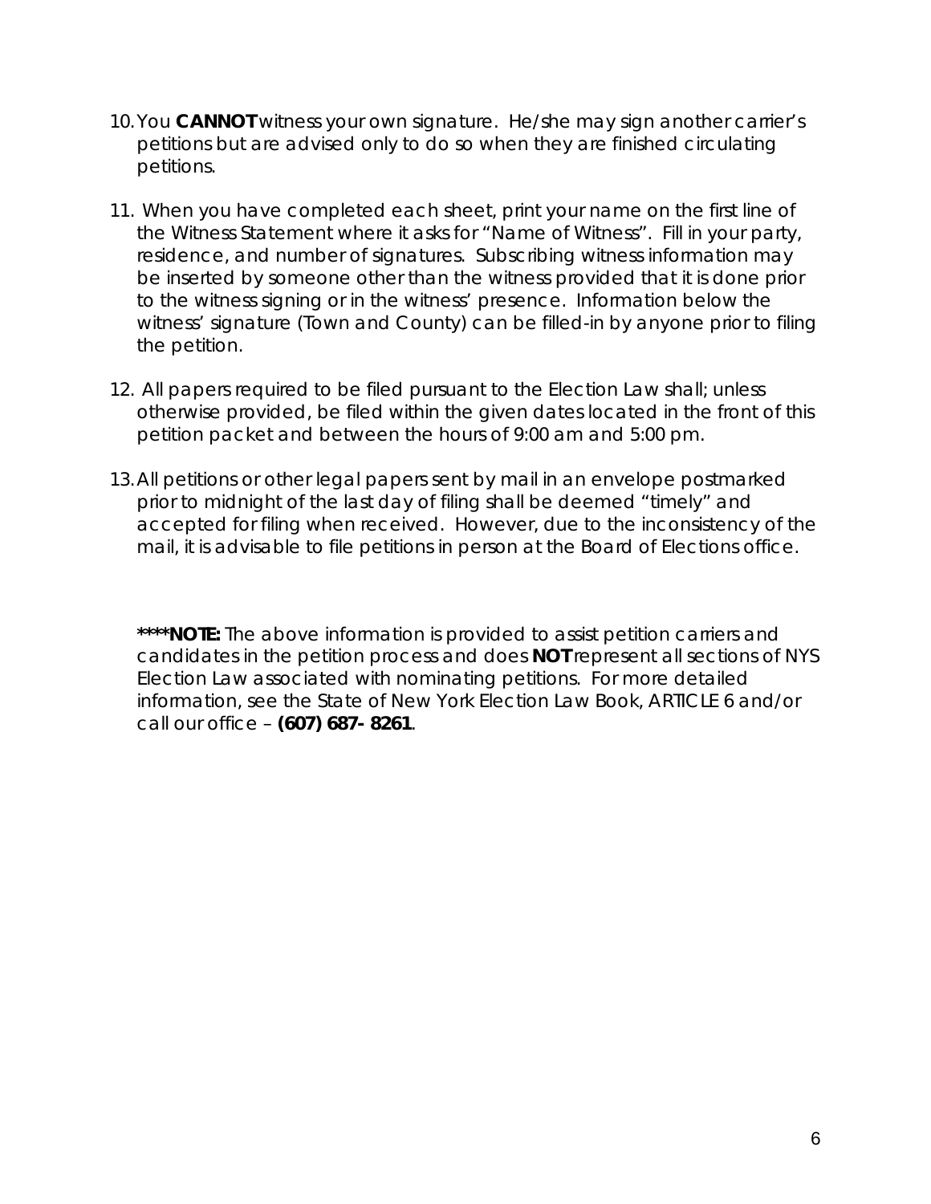10. You **CANNOT** witness your own signature. He/she may sign another carrier's petitions but are advised only to do so when they are finished circulating petitions.

11. When you have completed each sheet, print your name on the first line of the Witness Statement where it asks for "Name of Witness". Fill in your party, residence, and number of signatures. Subscribing witness information may be inserted by someone other than the witness provided that it is done prior to the witness signing or in the witness' presence. Information below the witness' signature (Town and County) can be filled-in by anyone prior to filing the petition.

12. All papers required to be filed pursuant to the Election Law shall; unless otherwise provided, be filed within the given dates located in the front of this petition packet and between the hours of 9:00 am and 5:00 pm.

13. All petitions or other legal papers sent by mail in an envelope postmarked prior to midnight of the last day of filing shall be deemed "timely" and accepted for filing when received. However, due to the inconsistency of the mail, it is advisable to file petitions in person at the Board of Elections office.

****NOTE:** The above information is provided to assist petition carriers and candidates in the petition process and does **NOT** represent all sections of NYS Election Law associated with nominating petitions. For more detailed information, see the State of New York Election Law Book, ARTICLE 6 and/or call our office – **(607) 687- 8261**.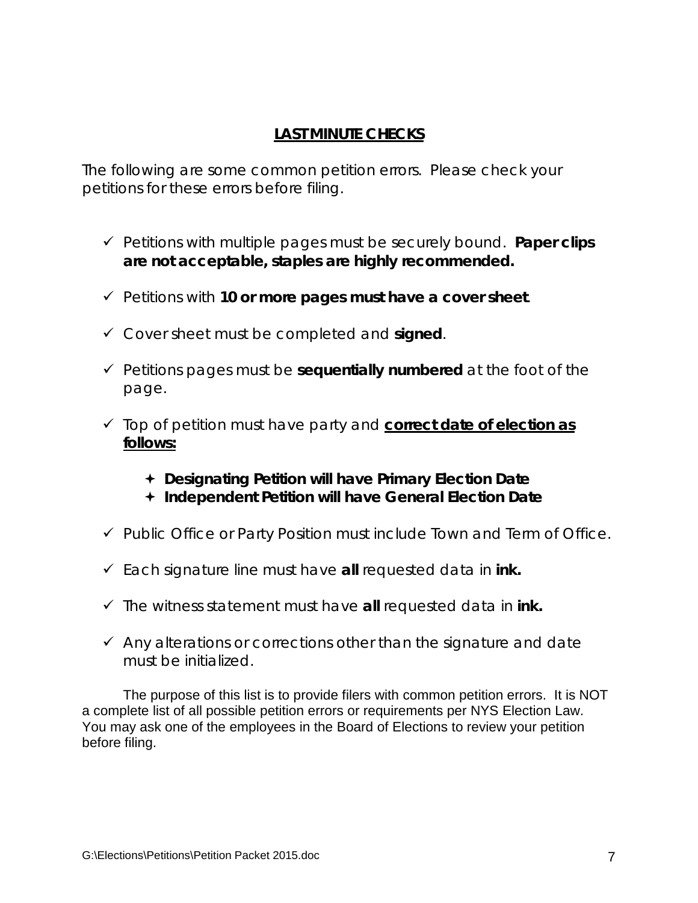## LAST MINUTE CHECKS

The following are some common petition errors. Please check your petitions for these errors before filing.

- ✓ Petitions with multiple pages must be securely bound. **Paper clips are not acceptable, staples are highly recommended.**
- ✓ Petitions with **10 or more pages must have a cover sheet**.
- ✓ Cover sheet must be completed and **signed**.
- ✓ Petitions pages must be **sequentially numbered** at the foot of the page.
- ✓ Top of petition must have party and **correct date of election as follows:**
  - ✦ **Designating Petition will have Primary Election Date**
  - ✦ **Independent Petition will have General Election Date**
- ✓ Public Office or Party Position must include Town and Term of Office.
- ✓ Each signature line must have **all** requested data in **ink.**
- ✓ The witness statement must have **all** requested data in **ink.**
- ✓ Any alterations or corrections other than the signature and date must be initialized.

The purpose of this list is to provide filers with common petition errors. It is NOT a complete list of all possible petition errors or requirements per NYS Election Law. You may ask one of the employees in the Board of Elections to review your petition before filing.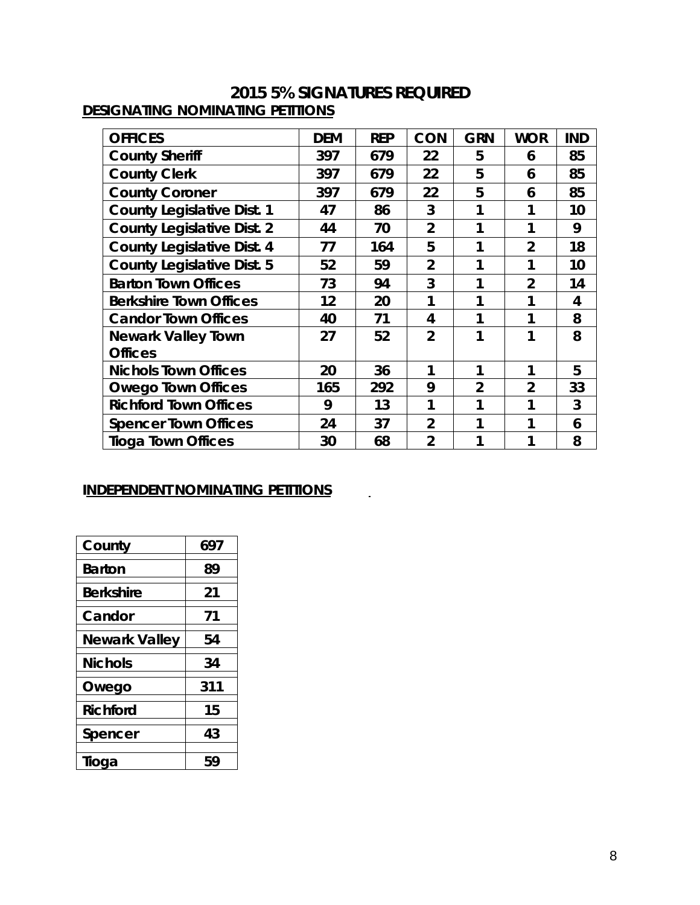# 2015 5% SIGNATURES REQUIRED

## DESIGNATING NOMINATING PETITIONS

| OFFICES | DEM | REP | CON | GRN | WOR | IND |
|---|---|---|---|---|---|---|
| County Sheriff | 397 | 679 | 22 | 5 | 6 | 85 |
| County Clerk | 397 | 679 | 22 | 5 | 6 | 85 |
| County Coroner | 397 | 679 | 22 | 5 | 6 | 85 |
| County Legislative Dist. 1 | 47 | 86 | 3 | 1 | 1 | 10 |
| County Legislative Dist. 2 | 44 | 70 | 2 | 1 | 1 | 9 |
| County Legislative Dist. 4 | 77 | 164 | 5 | 1 | 2 | 18 |
| County Legislative Dist. 5 | 52 | 59 | 2 | 1 | 1 | 10 |
| Barton Town Offices | 73 | 94 | 3 | 1 | 2 | 14 |
| Berkshire Town Offices | 12 | 20 | 1 | 1 | 1 | 4 |
| Candor Town Offices | 40 | 71 | 4 | 1 | 1 | 8 |
| Newark Valley Town Offices | 27 | 52 | 2 | 1 | 1 | 8 |
| Nichols Town Offices | 20 | 36 | 1 | 1 | 1 | 5 |
| Owego Town Offices | 165 | 292 | 9 | 2 | 2 | 33 |
| Richford Town Offices | 9 | 13 | 1 | 1 | 1 | 3 |
| Spencer Town Offices | 24 | 37 | 2 | 1 | 1 | 6 |
| Tioga Town Offices | 30 | 68 | 2 | 1 | 1 | 8 |

## INDEPENDENT NOMINATING PETITIONS

| County | 697 |
|---|---|
| Barton | 89 |
| Berkshire | 21 |
| Candor | 71 |
| Newark Valley | 54 |
| Nichols | 34 |
| Owego | 311 |
| Richford | 15 |
| Spencer | 43 |
| Tioga | 59 |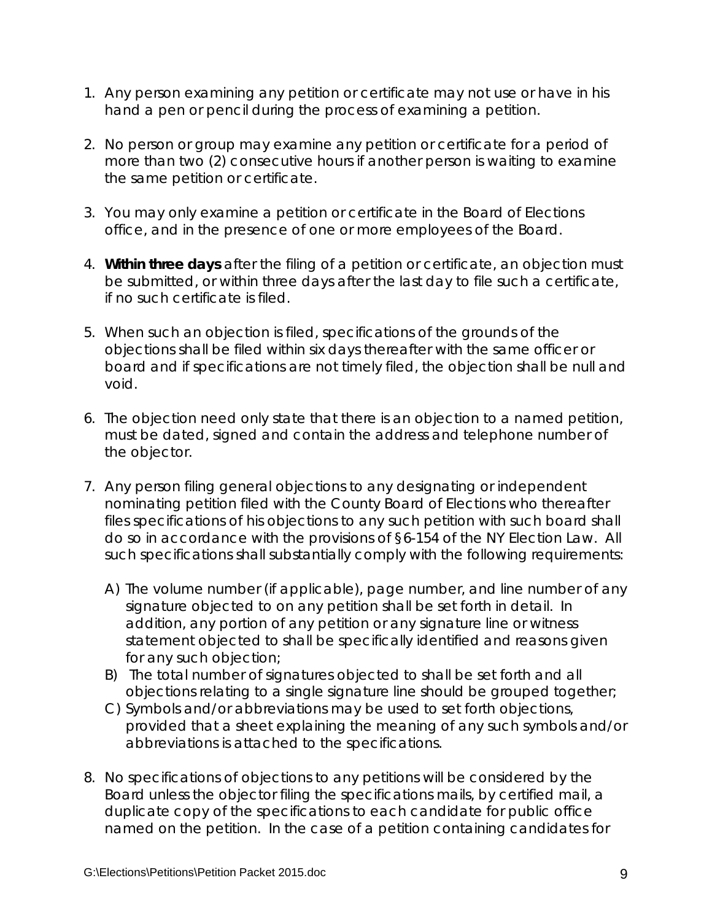1. Any person examining any petition or certificate may not use or have in his hand a pen or pencil during the process of examining a petition.

2. No person or group may examine any petition or certificate for a period of more than two (2) consecutive hours if another person is waiting to examine the same petition or certificate.

3. You may only examine a petition or certificate in the Board of Elections office, and in the presence of one or more employees of the Board.

4. **Within three days** after the filing of a petition or certificate, an objection must be submitted, or within three days after the last day to file such a certificate, if no such certificate is filed.

5. When such an objection is filed, specifications of the grounds of the objections shall be filed within six days thereafter with the same officer or board and if specifications are not timely filed, the objection shall be null and void.

6. The objection need only state that there is an objection to a named petition, must be dated, signed and contain the address and telephone number of the objector.

7. Any person filing general objections to any designating or independent nominating petition filed with the County Board of Elections who thereafter files specifications of his objections to any such petition with such board shall do so in accordance with the provisions of §6-154 of the NY Election Law. All such specifications shall substantially comply with the following requirements:

   A) The volume number (if applicable), page number, and line number of any signature objected to on any petition shall be set forth in detail. In addition, any portion of any petition or any signature line or witness statement objected to shall be specifically identified and reasons given for any such objection;
   B) The total number of signatures objected to shall be set forth and all objections relating to a single signature line should be grouped together;
   C) Symbols and/or abbreviations may be used to set forth objections, provided that a sheet explaining the meaning of any such symbols and/or abbreviations is attached to the specifications.

8. No specifications of objections to any petitions will be considered by the Board unless the objector filing the specifications mails, by certified mail, a duplicate copy of the specifications to each candidate for public office named on the petition. In the case of a petition containing candidates for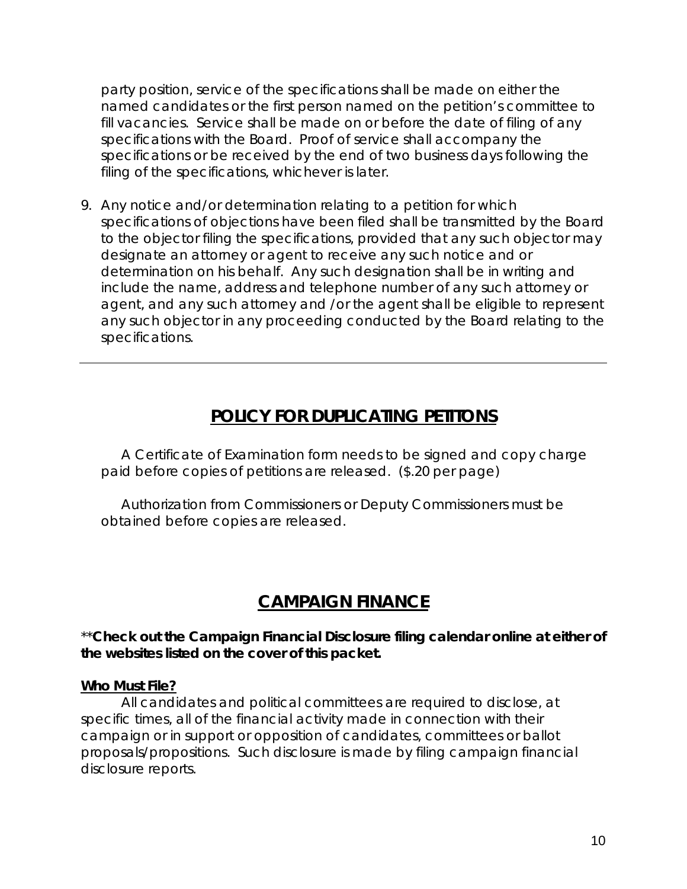party position, service of the specifications shall be made on either the named candidates or the first person named on the petition's committee to fill vacancies. Service shall be made on or before the date of filing of any specifications with the Board. Proof of service shall accompany the specifications or be received by the end of two business days following the filing of the specifications, whichever is later.

9. Any notice and/or determination relating to a petition for which specifications of objections have been filed shall be transmitted by the Board to the objector filing the specifications, provided that any such objector may designate an attorney or agent to receive any such notice and or determination on his behalf. Any such designation shall be in writing and include the name, address and telephone number of any such attorney or agent, and any such attorney and /or the agent shall be eligible to represent any such objector in any proceeding conducted by the Board relating to the specifications.

---

## POLICY FOR DUPLICATING PETITONS

A Certificate of Examination form needs to be signed and copy charge paid before copies of petitions are released. ($.20 per page)

Authorization from Commissioners or Deputy Commissioners must be obtained before copies are released.

## CAMPAIGN FINANCE

****Check out the Campaign Financial Disclosure filing calendar online at either of the websites listed on the cover of this packet.**

**Who Must File?**

All candidates and political committees are required to disclose, at specific times, all of the financial activity made in connection with their campaign or in support or opposition of candidates, committees or ballot proposals/propositions. Such disclosure is made by filing campaign financial disclosure reports.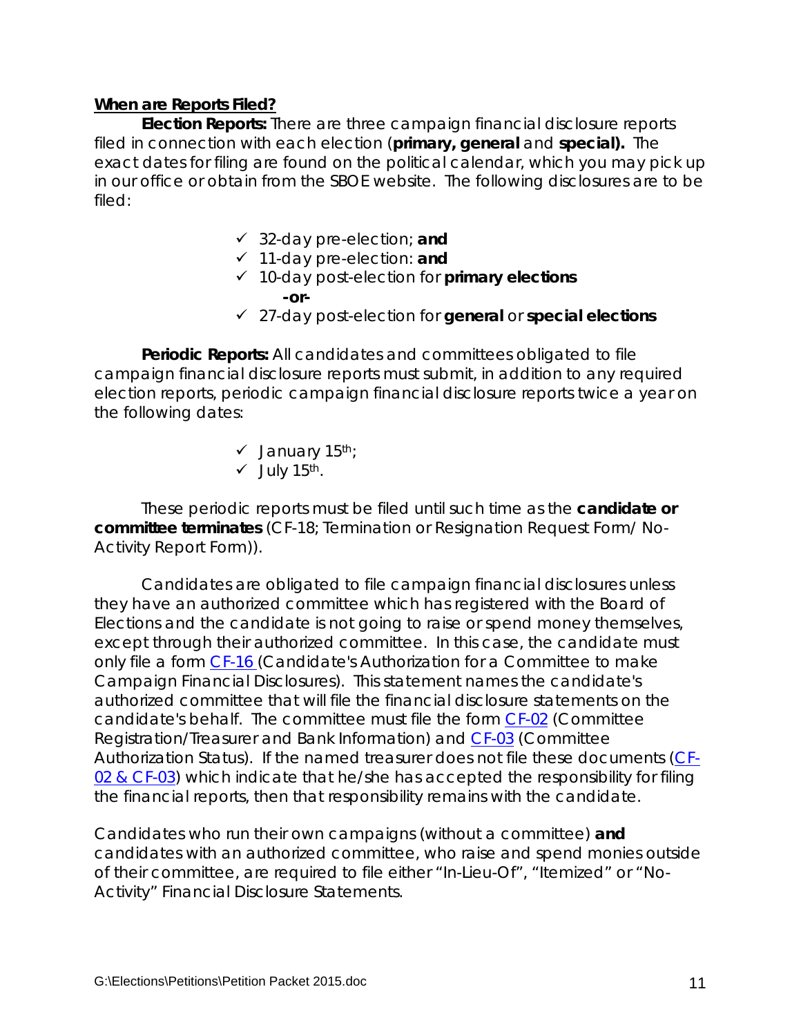**When are Reports Filed?**

**Election Reports:** There are three campaign financial disclosure reports filed in connection with each election (**primary, general** and **special).** The exact dates for filing are found on the political calendar, which you may pick up in our office or obtain from the SBOE website. The following disclosures are to be filed:

- ✓ 32-day pre-election; **and**
- ✓ 11-day pre-election: **and**
- ✓ 10-day post-election for **primary elections**

  **-or-**

- ✓ 27-day post-election for **general** or **special elections**

**Periodic Reports:** All candidates and committees obligated to file campaign financial disclosure reports must submit, in addition to any required election reports, periodic campaign financial disclosure reports twice a year on the following dates:

- ✓ January 15th;
- ✓ July 15th.

These periodic reports must be filed until such time as the **candidate or committee terminates** (CF-18; Termination or Resignation Request Form/ No-Activity Report Form)).

Candidates are obligated to file campaign financial disclosures unless they have an authorized committee which has registered with the Board of Elections and the candidate is not going to raise or spend money themselves, except through their authorized committee. In this case, the candidate must only file a form CF-16 (Candidate's Authorization for a Committee to make Campaign Financial Disclosures). This statement names the candidate's authorized committee that will file the financial disclosure statements on the candidate's behalf. The committee must file the form CF-02 (Committee Registration/Treasurer and Bank Information) and CF-03 (Committee Authorization Status). If the named treasurer does not file these documents (CF-02 & CF-03) which indicate that he/she has accepted the responsibility for filing the financial reports, then that responsibility remains with the candidate.

Candidates who run their own campaigns (without a committee) **and** candidates with an authorized committee, who raise and spend monies outside of their committee, are required to file either "In-Lieu-Of", "Itemized" or "No-Activity" Financial Disclosure Statements.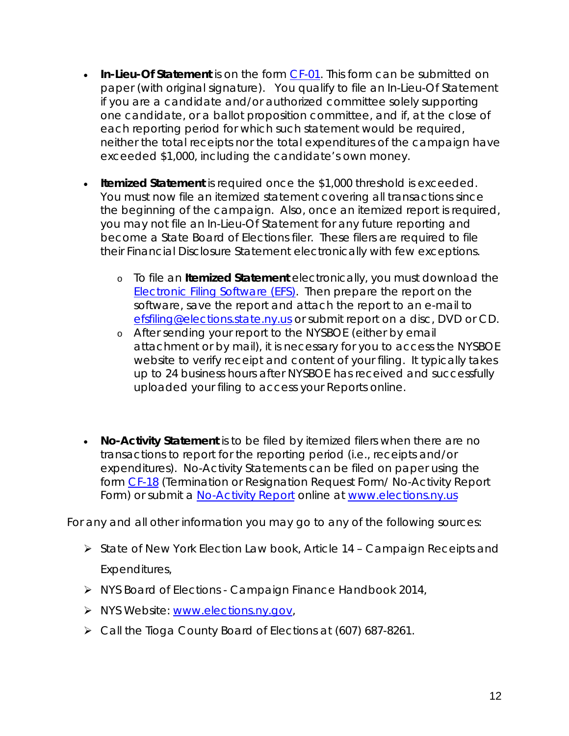- **In-Lieu-Of Statement** is on the form [CF-01](). This form can be submitted on paper (with original signature). You qualify to file an In-Lieu-Of Statement if you are a candidate and/or authorized committee solely supporting one candidate, or a ballot proposition committee, and if, at the close of each reporting period for which such statement would be required, neither the total receipts nor the total expenditures of the campaign have exceeded $1,000, including the candidate's own money.

- **Itemized Statement** is required once the $1,000 threshold is exceeded. You must now file an itemized statement covering all transactions since the beginning of the campaign. Also, once an itemized report is required, you may not file an In-Lieu-Of Statement for any future reporting and become a State Board of Elections filer. These filers are required to file their Financial Disclosure Statement electronically with few exceptions.
  - To file an **Itemized Statement** electronically, you must download the Electronic Filing Software (EFS). Then prepare the report on the software, save the report and attach the report to an e-mail to efsfiling@elections.state.ny.us or submit report on a disc, DVD or CD.
  - After sending your report to the NYSBOE (either by email attachment or by mail), it is necessary for you to access the NYSBOE website to verify receipt and content of your filing. It typically takes up to 24 business hours after NYSBOE has received and successfully uploaded your filing to access your Reports online.

- **No-Activity Statement** is to be filed by itemized filers when there are no transactions to report for the reporting period (i.e., receipts and/or expenditures). No-Activity Statements can be filed on paper using the form CF-18 (Termination or Resignation Request Form/ No-Activity Report Form) or submit a No-Activity Report online at www.elections.ny.us

For any and all other information you may go to any of the following sources:

- State of New York Election Law book, Article 14 – Campaign Receipts and Expenditures,
- NYS Board of Elections - Campaign Finance Handbook 2014,
- NYS Website: www.elections.ny.gov,
- Call the Tioga County Board of Elections at (607) 687-8261.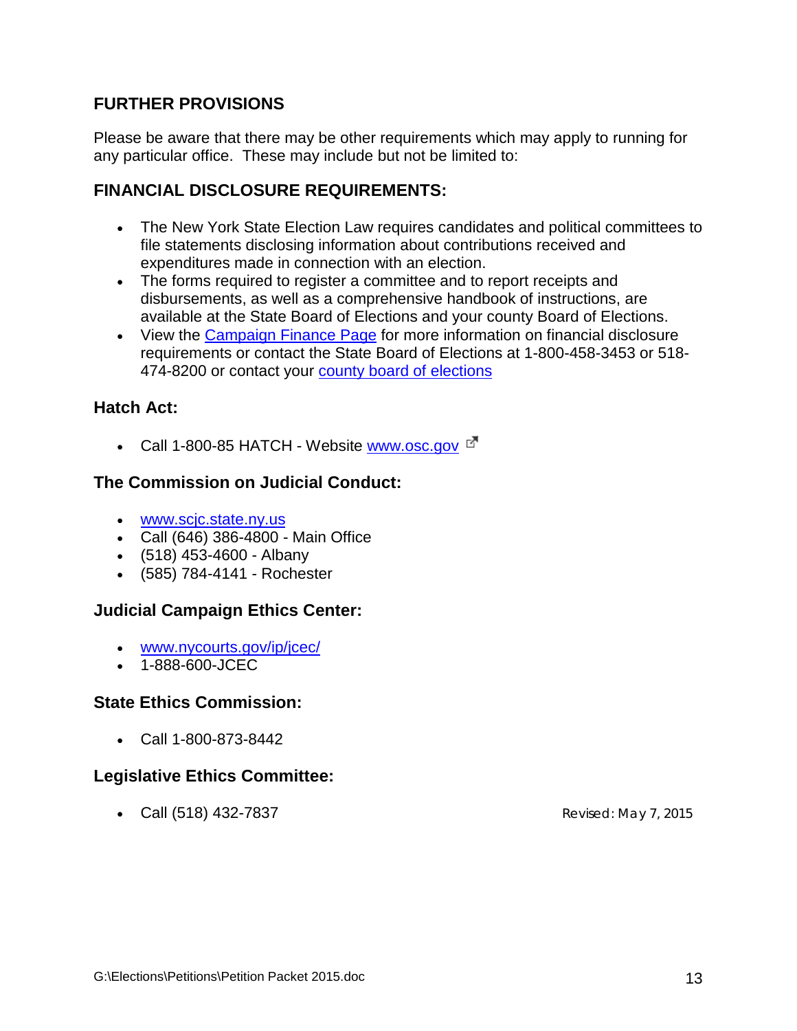## FURTHER PROVISIONS

Please be aware that there may be other requirements which may apply to running for any particular office. These may include but not be limited to:

### FINANCIAL DISCLOSURE REQUIREMENTS:

- The New York State Election Law requires candidates and political committees to file statements disclosing information about contributions received and expenditures made in connection with an election.
- The forms required to register a committee and to report receipts and disbursements, as well as a comprehensive handbook of instructions, are available at the State Board of Elections and your county Board of Elections.
- View the Campaign Finance Page for more information on financial disclosure requirements or contact the State Board of Elections at 1-800-458-3453 or 518-474-8200 or contact your county board of elections

### Hatch Act:

- Call 1-800-85 HATCH - Website www.osc.gov

### The Commission on Judicial Conduct:

- www.scjc.state.ny.us
- Call (646) 386-4800 - Main Office
- (518) 453-4600 - Albany
- (585) 784-4141 - Rochester

### Judicial Campaign Ethics Center:

- www.nycourts.gov/ip/jcec/
- 1-888-600-JCEC

### State Ethics Commission:

- Call 1-800-873-8442

### Legislative Ethics Committee:

- Call (518) 432-7837

Revised: May 7, 2015

G:\Elections\Petitions\Petition Packet 2015.doc